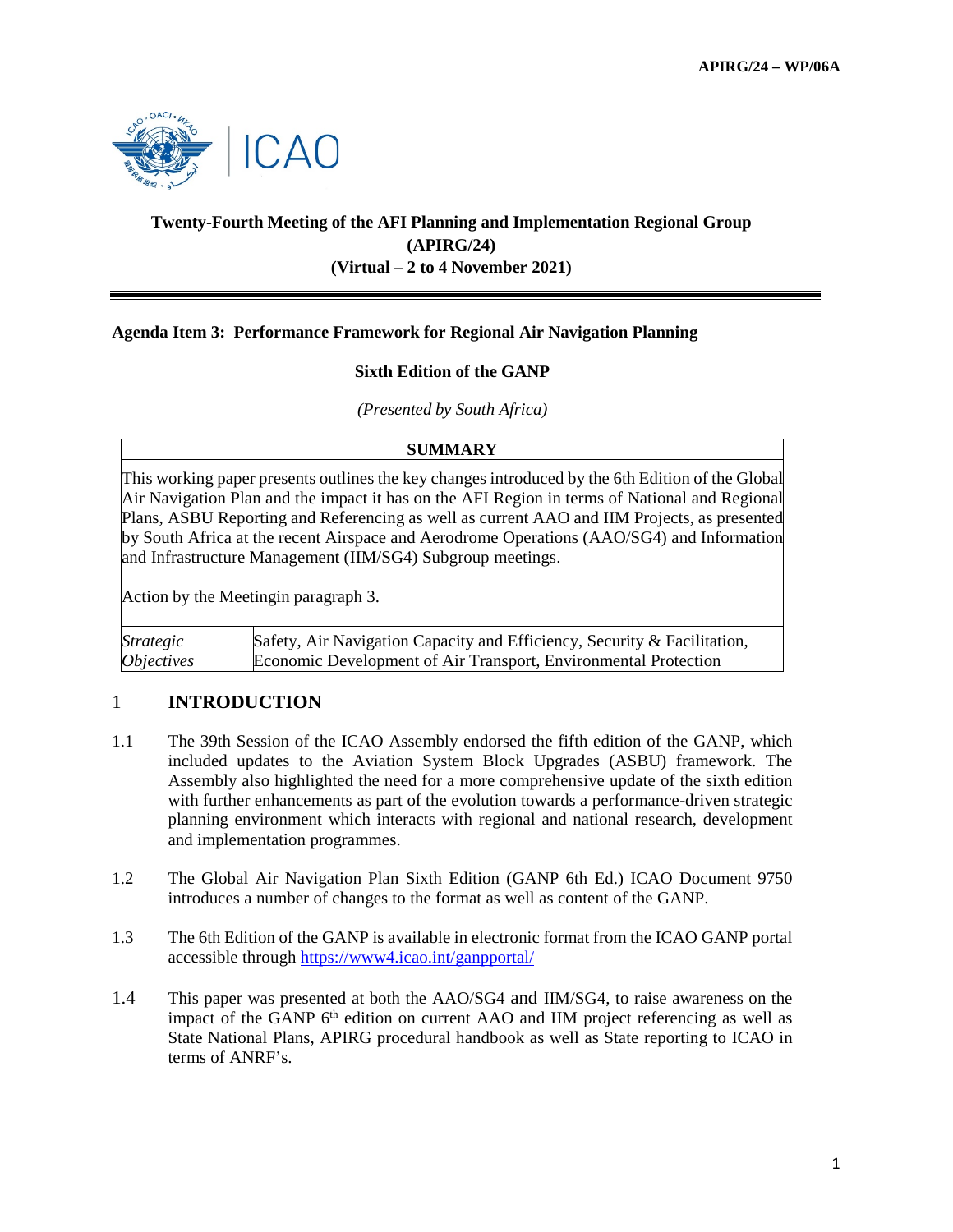APIRG/24 – WP/06A

**Twenty-Fourth Meeting of the AFI Planning and Implementation Regional Group (APIRG/24) (Virtual – 2 to 4 November 2021)**

**Agenda Item 3: Performance Framework for Regional Air Navigation Planning**

**Sixth Edition of the GANP**

*(Presented by South Africa)*

| **SUMMARY** | |
|---|---|
| This working paper presents outlines the key changes introduced by the 6th Edition of the Global Air Navigation Plan and the impact it has on the AFI Region in terms of National and Regional Plans, ASBU Reporting and Referencing as well as current AAO and IIM Projects, as presented by South Africa at the recent Airspace and Aerodrome Operations (AAO/SG4) and Information and Infrastructure Management (IIM/SG4) Subgroup meetings.<br><br>Action by the Meetingin paragraph 3. | |
| *Strategic Objectives* | Safety, Air Navigation Capacity and Efficiency, Security & Facilitation, Economic Development of Air Transport, Environmental Protection |

## 1 INTRODUCTION

1.1 The 39th Session of the ICAO Assembly endorsed the fifth edition of the GANP, which included updates to the Aviation System Block Upgrades (ASBU) framework. The Assembly also highlighted the need for a more comprehensive update of the sixth edition with further enhancements as part of the evolution towards a performance-driven strategic planning environment which interacts with regional and national research, development and implementation programmes.

1.2 The Global Air Navigation Plan Sixth Edition (GANP 6th Ed.) ICAO Document 9750 introduces a number of changes to the format as well as content of the GANP.

1.3 The 6th Edition of the GANP is available in electronic format from the ICAO GANP portal accessible through https://www4.icao.int/ganpportal/

1.4 This paper was presented at both the AAO/SG4 and IIM/SG4, to raise awareness on the impact of the GANP 6th edition on current AAO and IIM project referencing as well as State National Plans, APIRG procedural handbook as well as State reporting to ICAO in terms of ANRF's.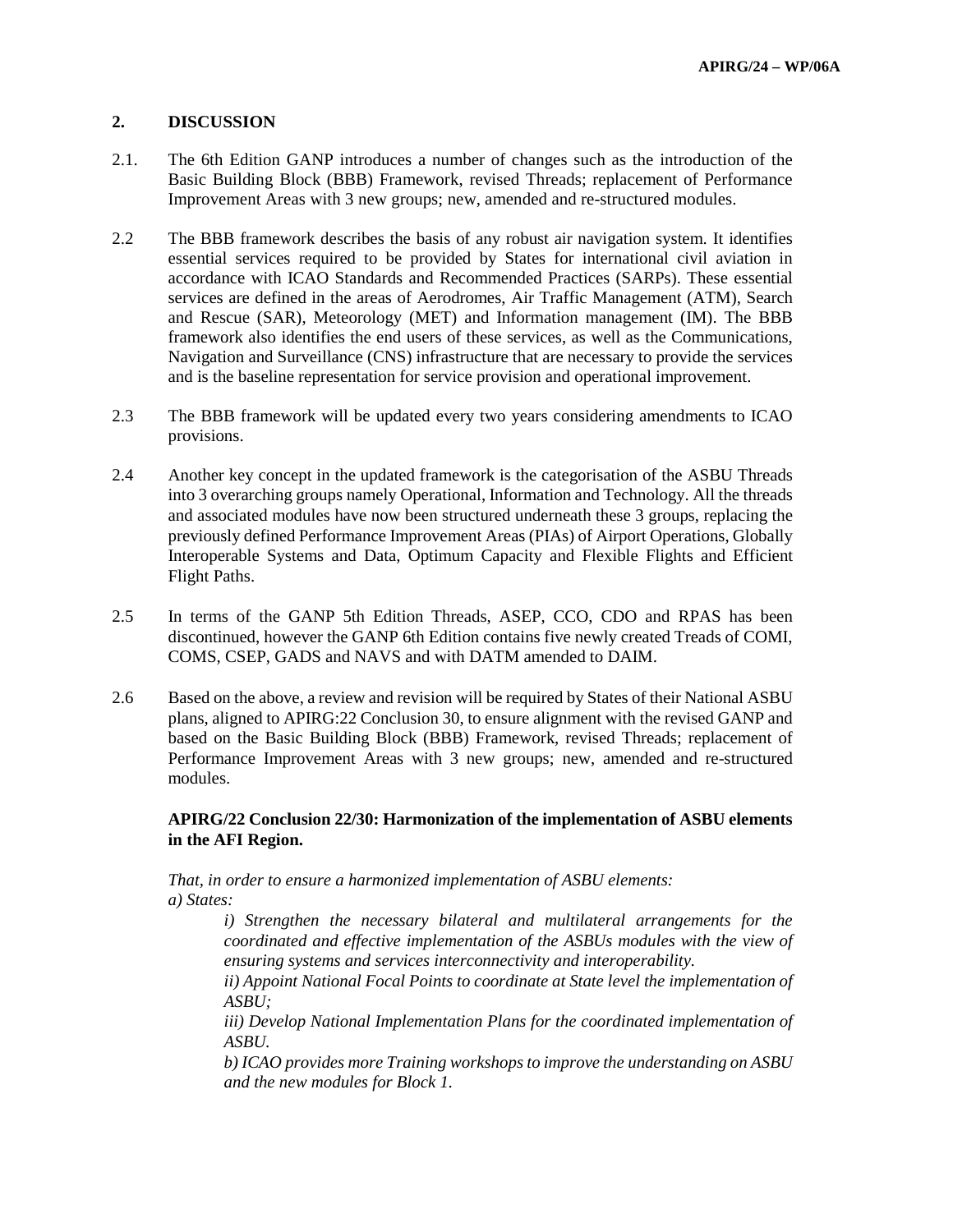## 2. DISCUSSION

2.1. The 6th Edition GANP introduces a number of changes such as the introduction of the Basic Building Block (BBB) Framework, revised Threads; replacement of Performance Improvement Areas with 3 new groups; new, amended and re-structured modules.

2.2 The BBB framework describes the basis of any robust air navigation system. It identifies essential services required to be provided by States for international civil aviation in accordance with ICAO Standards and Recommended Practices (SARPs). These essential services are defined in the areas of Aerodromes, Air Traffic Management (ATM), Search and Rescue (SAR), Meteorology (MET) and Information management (IM). The BBB framework also identifies the end users of these services, as well as the Communications, Navigation and Surveillance (CNS) infrastructure that are necessary to provide the services and is the baseline representation for service provision and operational improvement.

2.3 The BBB framework will be updated every two years considering amendments to ICAO provisions.

2.4 Another key concept in the updated framework is the categorisation of the ASBU Threads into 3 overarching groups namely Operational, Information and Technology. All the threads and associated modules have now been structured underneath these 3 groups, replacing the previously defined Performance Improvement Areas (PIAs) of Airport Operations, Globally Interoperable Systems and Data, Optimum Capacity and Flexible Flights and Efficient Flight Paths.

2.5 In terms of the GANP 5th Edition Threads, ASEP, CCO, CDO and RPAS has been discontinued, however the GANP 6th Edition contains five newly created Treads of COMI, COMS, CSEP, GADS and NAVS and with DATM amended to DAIM.

2.6 Based on the above, a review and revision will be required by States of their National ASBU plans, aligned to APIRG:22 Conclusion 30, to ensure alignment with the revised GANP and based on the Basic Building Block (BBB) Framework, revised Threads; replacement of Performance Improvement Areas with 3 new groups; new, amended and re-structured modules.

**APIRG/22 Conclusion 22/30: Harmonization of the implementation of ASBU elements in the AFI Region.**

*That, in order to ensure a harmonized implementation of ASBU elements:*

*a) States:*

*i) Strengthen the necessary bilateral and multilateral arrangements for the coordinated and effective implementation of the ASBUs modules with the view of ensuring systems and services interconnectivity and interoperability.*

*ii) Appoint National Focal Points to coordinate at State level the implementation of ASBU;*

*iii) Develop National Implementation Plans for the coordinated implementation of ASBU.*

*b) ICAO provides more Training workshops to improve the understanding on ASBU and the new modules for Block 1.*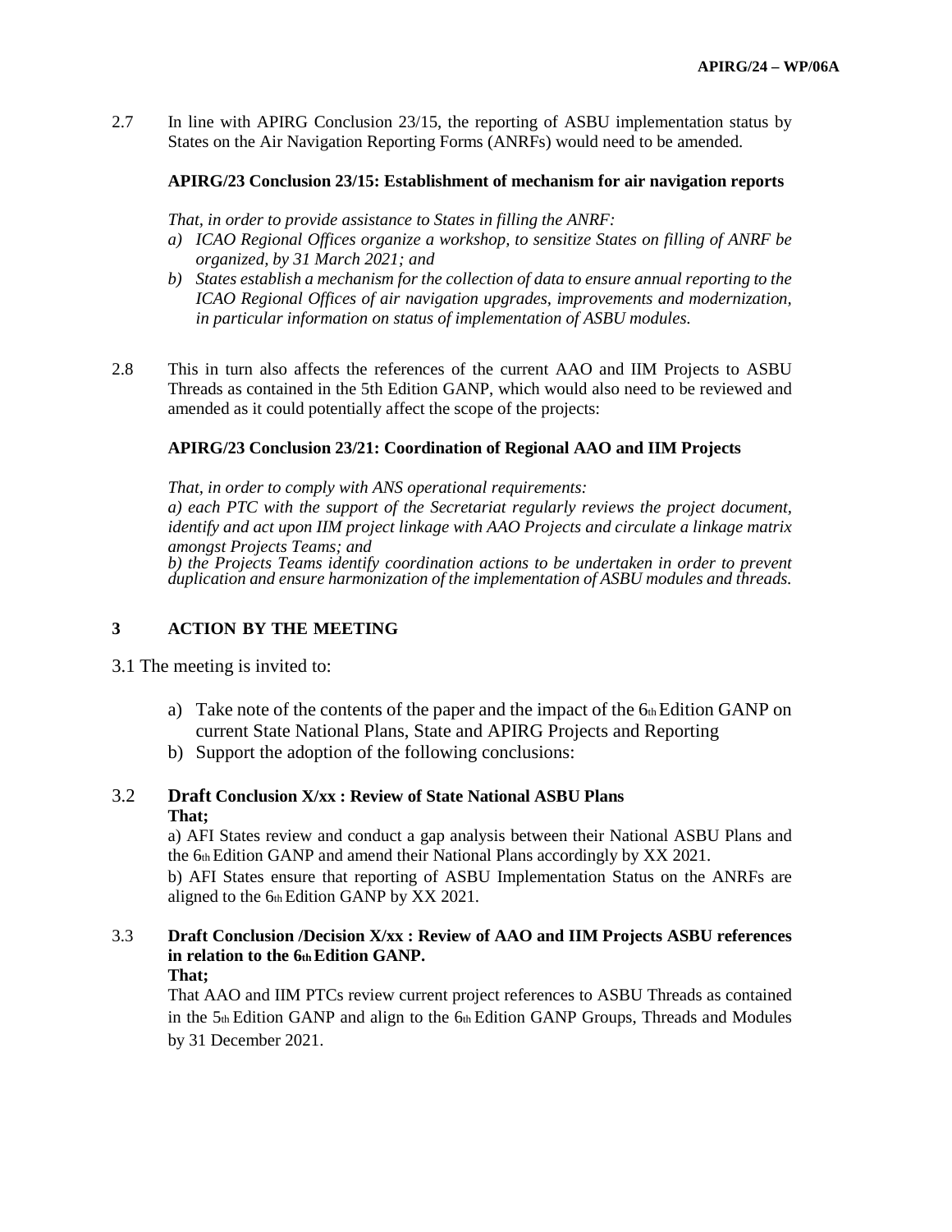2.7 In line with APIRG Conclusion 23/15, the reporting of ASBU implementation status by States on the Air Navigation Reporting Forms (ANRFs) would need to be amended.

**APIRG/23 Conclusion 23/15: Establishment of mechanism for air navigation reports**

*That, in order to provide assistance to States in filling the ANRF:*

*a) ICAO Regional Offices organize a workshop, to sensitize States on filling of ANRF be organized, by 31 March 2021; and*

*b) States establish a mechanism for the collection of data to ensure annual reporting to the ICAO Regional Offices of air navigation upgrades, improvements and modernization, in particular information on status of implementation of ASBU modules.*

2.8 This in turn also affects the references of the current AAO and IIM Projects to ASBU Threads as contained in the 5th Edition GANP, which would also need to be reviewed and amended as it could potentially affect the scope of the projects:

**APIRG/23 Conclusion 23/21: Coordination of Regional AAO and IIM Projects**

*That, in order to comply with ANS operational requirements:*

*a) each PTC with the support of the Secretariat regularly reviews the project document, identify and act upon IIM project linkage with AAO Projects and circulate a linkage matrix amongst Projects Teams; and*

*b) the Projects Teams identify coordination actions to be undertaken in order to prevent duplication and ensure harmonization of the implementation of ASBU modules and threads.*

## 3 ACTION BY THE MEETING

3.1 The meeting is invited to:

a) Take note of the contents of the paper and the impact of the 6th Edition GANP on current State National Plans, State and APIRG Projects and Reporting

b) Support the adoption of the following conclusions:

3.2 **Draft Conclusion X/xx : Review of State National ASBU Plans**

**That;**

a) AFI States review and conduct a gap analysis between their National ASBU Plans and the 6th Edition GANP and amend their National Plans accordingly by XX 2021.

b) AFI States ensure that reporting of ASBU Implementation Status on the ANRFs are aligned to the 6th Edition GANP by XX 2021.

3.3 **Draft Conclusion /Decision X/xx : Review of AAO and IIM Projects ASBU references in relation to the 6th Edition GANP.**

**That;**

That AAO and IIM PTCs review current project references to ASBU Threads as contained in the 5th Edition GANP and align to the 6th Edition GANP Groups, Threads and Modules by 31 December 2021.